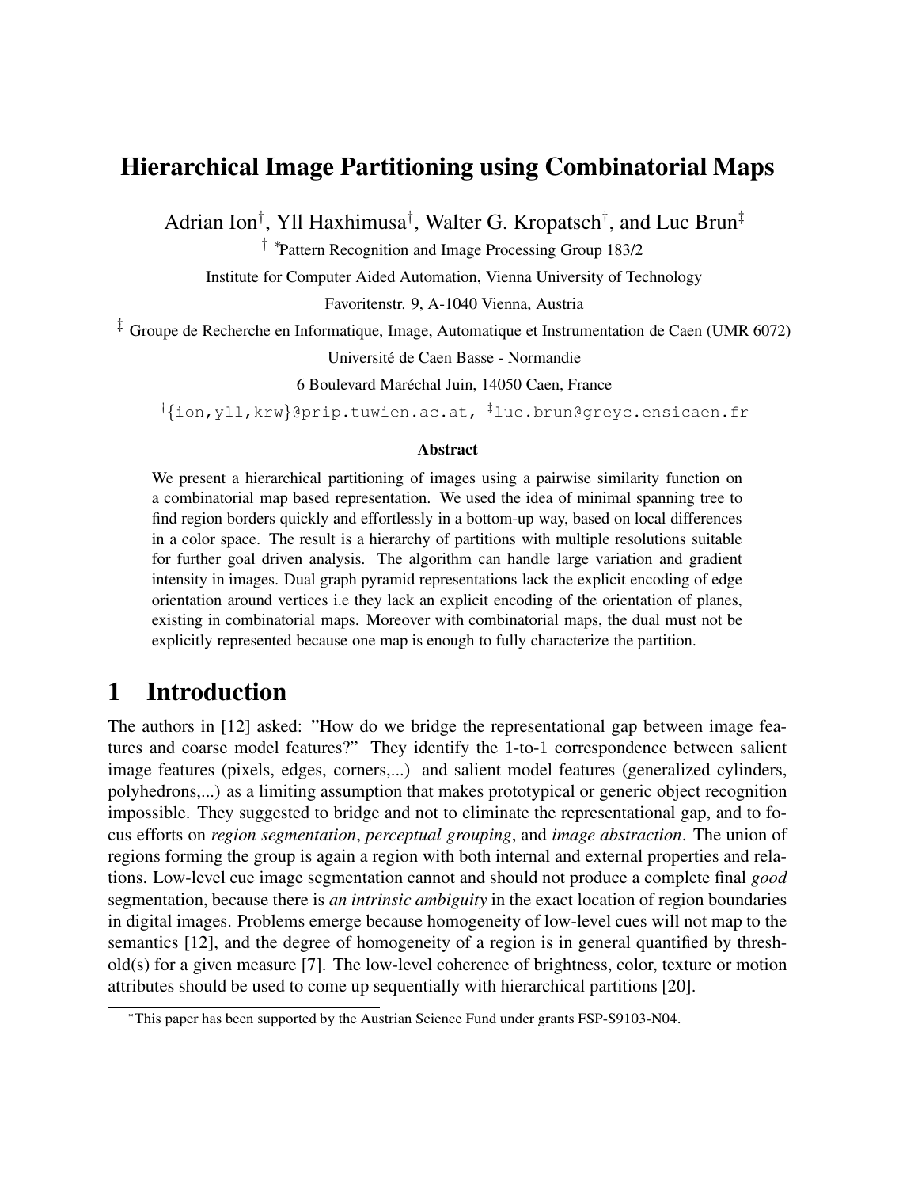# Hierarchical Image Partitioning using Combinatorial Maps

Adrian Ion[†], Yll Haxhimusa[†], Walter G. Kropatsch[†], and Luc Brun[‡]

[†] [*]Pattern Recognition and Image Processing Group 183/2

Institute for Computer Aided Automation, Vienna University of Technology

Favoritenstr. 9, A-1040 Vienna, Austria

[‡] Groupe de Recherche en Informatique, Image, Automatique et Instrumentation de Caen (UMR 6072)

Université de Caen Basse - Normandie

6 Boulevard Maréchal Juin, 14050 Caen, France

[†]{ion,yll,krw}@prip.tuwien.ac.at, [‡]luc.brun@greyc.ensicaen.fr

**Abstract**

We present a hierarchical partitioning of images using a pairwise similarity function on a combinatorial map based representation. We used the idea of minimal spanning tree to find region borders quickly and effortlessly in a bottom-up way, based on local differences in a color space. The result is a hierarchy of partitions with multiple resolutions suitable for further goal driven analysis. The algorithm can handle large variation and gradient intensity in images. Dual graph pyramid representations lack the explicit encoding of edge orientation around vertices i.e they lack an explicit encoding of the orientation of planes, existing in combinatorial maps. Moreover with combinatorial maps, the dual must not be explicitly represented because one map is enough to fully characterize the partition.

## 1 Introduction

The authors in [12] asked: "How do we bridge the representational gap between image features and coarse model features?" They identify the 1-to-1 correspondence between salient image features (pixels, edges, corners,...) and salient model features (generalized cylinders, polyhedrons,...) as a limiting assumption that makes prototypical or generic object recognition impossible. They suggested to bridge and not to eliminate the representational gap, and to focus efforts on *region segmentation*, *perceptual grouping*, and *image abstraction*. The union of regions forming the group is again a region with both internal and external properties and relations. Low-level cue image segmentation cannot and should not produce a complete final *good* segmentation, because there is *an intrinsic ambiguity* in the exact location of region boundaries in digital images. Problems emerge because homogeneity of low-level cues will not map to the semantics [12], and the degree of homogeneity of a region is in general quantified by threshold(s) for a given measure [7]. The low-level coherence of brightness, color, texture or motion attributes should be used to come up sequentially with hierarchical partitions [20].

[*]This paper has been supported by the Austrian Science Fund under grants FSP-S9103-N04.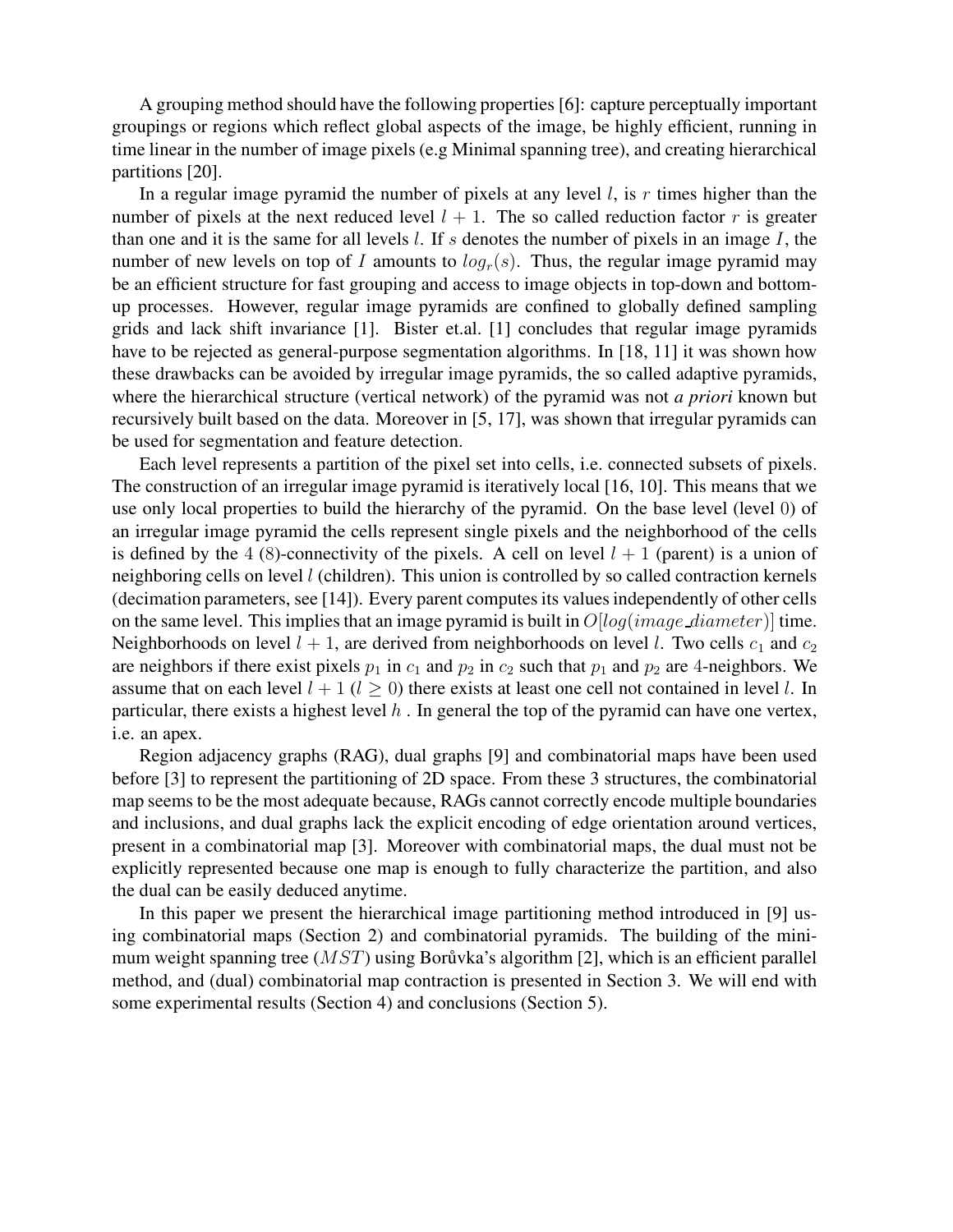A grouping method should have the following properties [6]: capture perceptually important groupings or regions which reflect global aspects of the image, be highly efficient, running in time linear in the number of image pixels (e.g Minimal spanning tree), and creating hierarchical partitions [20].

In a regular image pyramid the number of pixels at any level $l$, is $r$ times higher than the number of pixels at the next reduced level $l+1$. The so called reduction factor $r$ is greater than one and it is the same for all levels $l$. If $s$ denotes the number of pixels in an image $I$, the number of new levels on top of $I$ amounts to $log_r(s)$. Thus, the regular image pyramid may be an efficient structure for fast grouping and access to image objects in top-down and bottom-up processes. However, regular image pyramids are confined to globally defined sampling grids and lack shift invariance [1]. Bister et.al. [1] concludes that regular image pyramids have to be rejected as general-purpose segmentation algorithms. In [18, 11] it was shown how these drawbacks can be avoided by irregular image pyramids, the so called adaptive pyramids, where the hierarchical structure (vertical network) of the pyramid was not ***a priori*** known but recursively built based on the data. Moreover in [5, 17], was shown that irregular pyramids can be used for segmentation and feature detection.

Each level represents a partition of the pixel set into cells, i.e. connected subsets of pixels. The construction of an irregular image pyramid is iteratively local [16, 10]. This means that we use only local properties to build the hierarchy of the pyramid. On the base level (level $0$) of an irregular image pyramid the cells represent single pixels and the neighborhood of the cells is defined by the $4$ ($8$)-connectivity of the pixels. A cell on level $l+1$ (parent) is a union of neighboring cells on level $l$ (children). This union is controlled by so called contraction kernels (decimation parameters, see [14]). Every parent computes its values independently of other cells on the same level. This implies that an image pyramid is built in $O[log(image\_diameter)]$ time. Neighborhoods on level $l+1$, are derived from neighborhoods on level $l$. Two cells $c_1$ and $c_2$ are neighbors if there exist pixels $p_1$ in $c_1$ and $p_2$ in $c_2$ such that $p_1$ and $p_2$ are $4$-neighbors. We assume that on each level $l+1$ ($l \geq 0$) there exists at least one cell not contained in level $l$. In particular, there exists a highest level $h$ . In general the top of the pyramid can have one vertex, i.e. an apex.

Region adjacency graphs (RAG), dual graphs [9] and combinatorial maps have been used before [3] to represent the partitioning of 2D space. From these 3 structures, the combinatorial map seems to be the most adequate because, RAGs cannot correctly encode multiple boundaries and inclusions, and dual graphs lack the explicit encoding of edge orientation around vertices, present in a combinatorial map [3]. Moreover with combinatorial maps, the dual must not be explicitly represented because one map is enough to fully characterize the partition, and also the dual can be easily deduced anytime.

In this paper we present the hierarchical image partitioning method introduced in [9] using combinatorial maps (Section 2) and combinatorial pyramids. The building of the minimum weight spanning tree ($MST$) using Borůvka's algorithm [2], which is an efficient parallel method, and (dual) combinatorial map contraction is presented in Section 3. We will end with some experimental results (Section 4) and conclusions (Section 5).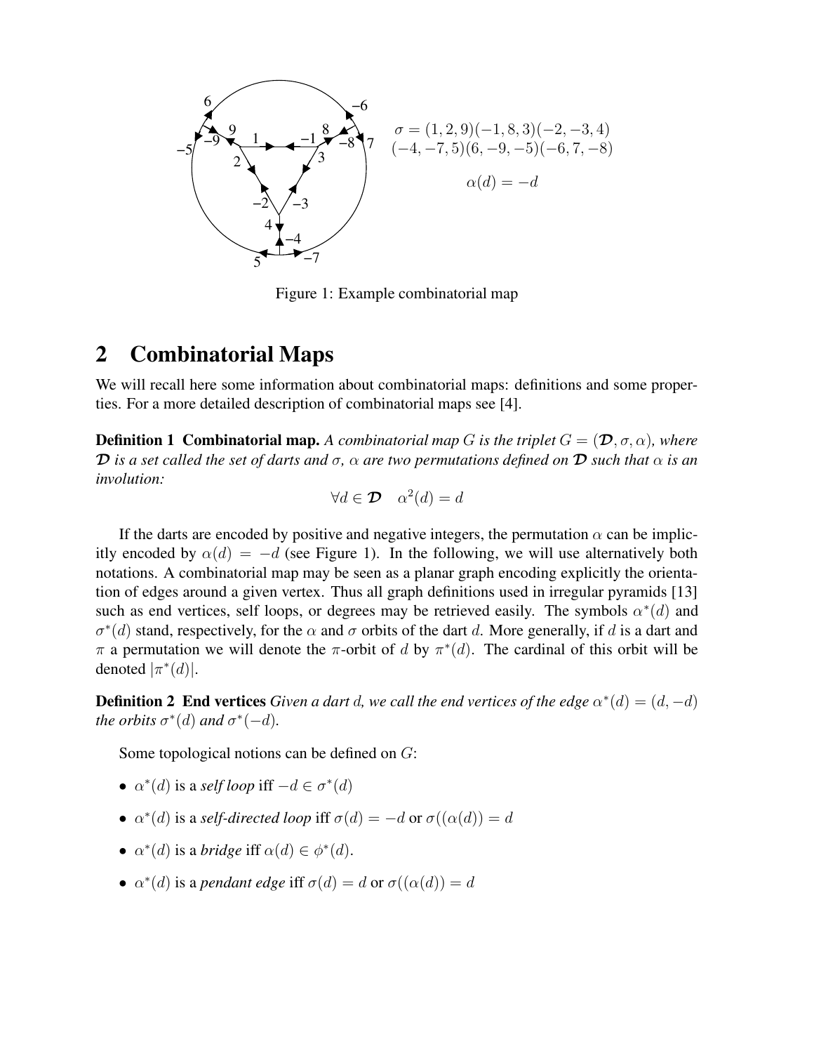$$\sigma = (1, 2, 9)(-1, 8, 3)(-2, -3, 4)$$
$$(-4, -7, 5)(6, -9, -5)(-6, 7, -8)$$

$$\alpha(d) = -d$$

Figure 1: Example combinatorial map

## 2 Combinatorial Maps

We will recall here some information about combinatorial maps: definitions and some properties. For a more detailed description of combinatorial maps see [4].

**Definition 1 Combinatorial map.** *A combinatorial map $G$ is the triplet $G = (\mathcal{D}, \sigma, \alpha)$, where $\mathcal{D}$ is a set called the set of darts and $\sigma$, $\alpha$ are two permutations defined on $\mathcal{D}$ such that $\alpha$ is an involution:*

$$\forall d \in \mathcal{D} \quad \alpha^2(d) = d$$

If the darts are encoded by positive and negative integers, the permutation $\alpha$ can be implicitly encoded by $\alpha(d) = -d$ (see Figure 1). In the following, we will use alternatively both notations. A combinatorial map may be seen as a planar graph encoding explicitly the orientation of edges around a given vertex. Thus all graph definitions used in irregular pyramids [13] such as end vertices, self loops, or degrees may be retrieved easily. The symbols $\alpha^*(d)$ and $\sigma^*(d)$ stand, respectively, for the $\alpha$ and $\sigma$ orbits of the dart $d$. More generally, if $d$ is a dart and $\pi$ a permutation we will denote the $\pi$-orbit of $d$ by $\pi^*(d)$. The cardinal of this orbit will be denoted $|\pi^*(d)|$.

**Definition 2 End vertices** *Given a dart $d$, we call the end vertices of the edge $\alpha^*(d) = (d, -d)$ the orbits $\sigma^*(d)$ and $\sigma^*(-d)$.*

Some topological notions can be defined on $G$:

- $\alpha^*(d)$ is a *self loop* iff $-d \in \sigma^*(d)$
- $\alpha^*(d)$ is a *self-directed loop* iff $\sigma(d) = -d$ or $\sigma((\alpha(d)) = d$
- $\alpha^*(d)$ is a *bridge* iff $\alpha(d) \in \phi^*(d)$.
- $\alpha^*(d)$ is a *pendant edge* iff $\sigma(d) = d$ or $\sigma((\alpha(d)) = d$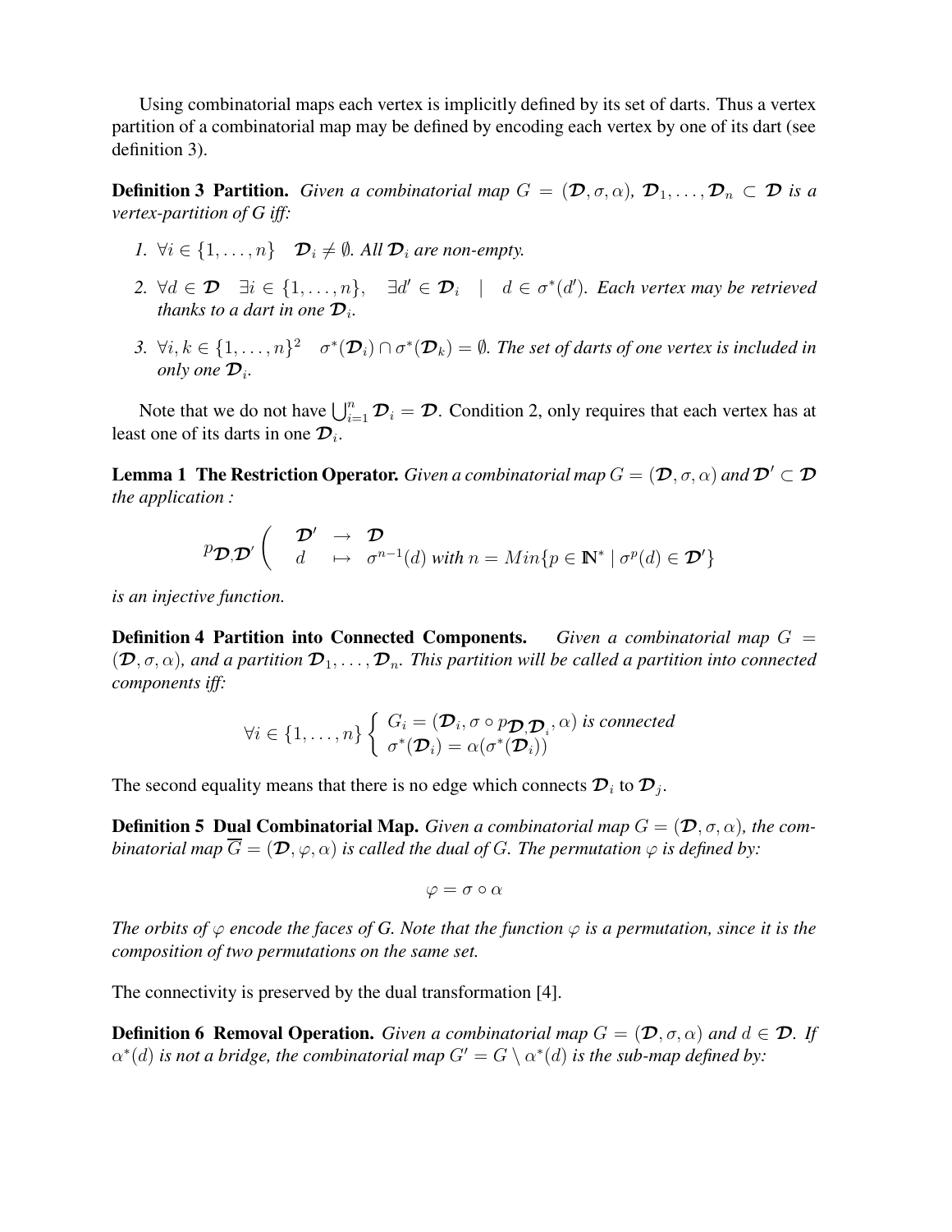Using combinatorial maps each vertex is implicitly defined by its set of darts. Thus a vertex partition of a combinatorial map may be defined by encoding each vertex by one of its dart (see definition 3).

**Definition 3 Partition.** *Given a combinatorial map $G = (\boldsymbol{\mathcal{D}}, \sigma, \alpha)$, $\boldsymbol{\mathcal{D}}_1, \ldots, \boldsymbol{\mathcal{D}}_n \subset \boldsymbol{\mathcal{D}}$ is a vertex-partition of G iff:*

1. $\forall i \in \{1, \ldots, n\} \quad \boldsymbol{\mathcal{D}}_i \neq \emptyset$. *All $\boldsymbol{\mathcal{D}}_i$ are non-empty.*
2. $\forall d \in \boldsymbol{\mathcal{D}} \quad \exists i \in \{1, \ldots, n\}, \quad \exists d' \in \boldsymbol{\mathcal{D}}_i \quad | \quad d \in \sigma^*(d')$. *Each vertex may be retrieved thanks to a dart in one $\boldsymbol{\mathcal{D}}_i$.*
3. $\forall i, k \in \{1, \ldots, n\}^2 \quad \sigma^*(\boldsymbol{\mathcal{D}}_i) \cap \sigma^*(\boldsymbol{\mathcal{D}}_k) = \emptyset$. *The set of darts of one vertex is included in only one $\boldsymbol{\mathcal{D}}_i$.*

Note that we do not have $\bigcup_{i=1}^n \boldsymbol{\mathcal{D}}_i = \boldsymbol{\mathcal{D}}$. Condition 2, only requires that each vertex has at least one of its darts in one $\boldsymbol{\mathcal{D}}_i$.

**Lemma 1 The Restriction Operator.** *Given a combinatorial map $G = (\boldsymbol{\mathcal{D}}, \sigma, \alpha)$ and $\boldsymbol{\mathcal{D}}' \subset \boldsymbol{\mathcal{D}}$ the application :*

$$p_{\boldsymbol{\mathcal{D}}, \boldsymbol{\mathcal{D}}'} \left( \begin{array}{lll} \boldsymbol{\mathcal{D}}' & \rightarrow & \boldsymbol{\mathcal{D}} \\ d & \mapsto & \sigma^{n-1}(d) \text{ with } n = Min\{p \in \mathbb{N}^* \mid \sigma^p(d) \in \boldsymbol{\mathcal{D}}'\} \end{array} \right.$$

*is an injective function.*

**Definition 4 Partition into Connected Components.** *Given a combinatorial map $G = (\boldsymbol{\mathcal{D}}, \sigma, \alpha)$, and a partition $\boldsymbol{\mathcal{D}}_1, \ldots, \boldsymbol{\mathcal{D}}_n$. This partition will be called a partition into connected components iff:*

$$\forall i \in \{1, \ldots, n\} \left\{ \begin{array}{l} G_i = (\boldsymbol{\mathcal{D}}_i, \sigma \circ p_{\boldsymbol{\mathcal{D}}, \boldsymbol{\mathcal{D}}_i}, \alpha) \text{ is connected} \\ \sigma^*(\boldsymbol{\mathcal{D}}_i) = \alpha(\sigma^*(\boldsymbol{\mathcal{D}}_i)) \end{array} \right.$$

The second equality means that there is no edge which connects $\boldsymbol{\mathcal{D}}_i$ to $\boldsymbol{\mathcal{D}}_j$.

**Definition 5 Dual Combinatorial Map.** *Given a combinatorial map $G = (\boldsymbol{\mathcal{D}}, \sigma, \alpha)$, the combinatorial map $\overline{G} = (\boldsymbol{\mathcal{D}}, \varphi, \alpha)$ is called the dual of G. The permutation $\varphi$ is defined by:*

$$\varphi = \sigma \circ \alpha$$

*The orbits of $\varphi$ encode the faces of G. Note that the function $\varphi$ is a permutation, since it is the composition of two permutations on the same set.*

The connectivity is preserved by the dual transformation [4].

**Definition 6 Removal Operation.** *Given a combinatorial map $G = (\boldsymbol{\mathcal{D}}, \sigma, \alpha)$ and $d \in \boldsymbol{\mathcal{D}}$. If $\alpha^*(d)$ is not a bridge, the combinatorial map $G' = G \setminus \alpha^*(d)$ is the sub-map defined by:*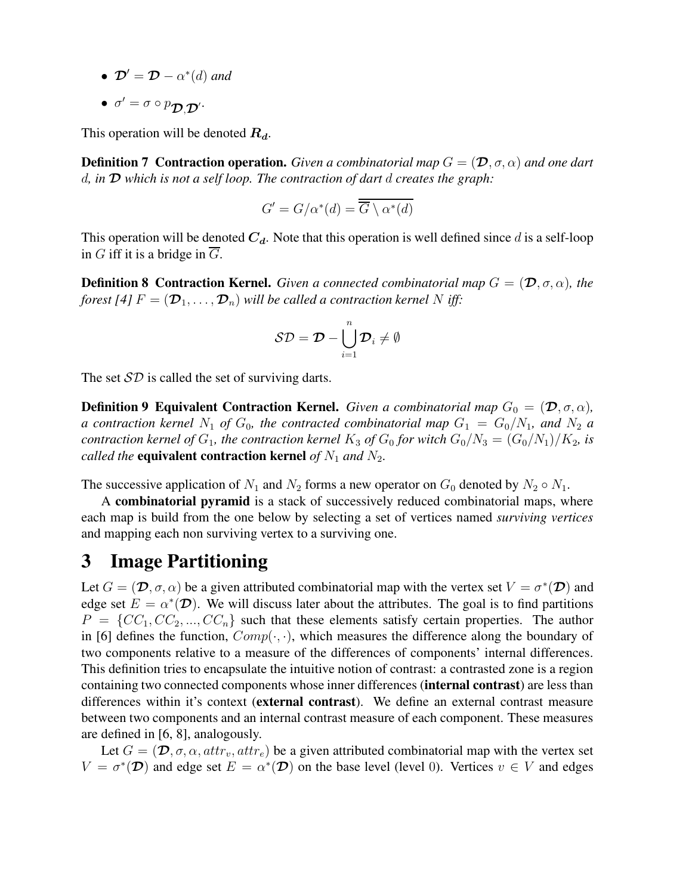- $\mathcal{D}' = \mathcal{D} - \alpha^*(d)$ *and*
- $\sigma' = \sigma \circ p_{\mathcal{D},\mathcal{D}'}$.

This operation will be denoted $\boldsymbol{R_d}$.

**Definition 7 Contraction operation.** *Given a combinatorial map $G = (\mathcal{D}, \sigma, \alpha)$ and one dart $d$, in $\mathcal{D}$ which is not a self loop. The contraction of dart $d$ creates the graph:*

$$G' = G/\alpha^*(d) = \overline{\overline{G} \setminus \alpha^*(d)}$$

This operation will be denoted $\boldsymbol{C_d}$. Note that this operation is well defined since $d$ is a self-loop in $G$ iff it is a bridge in $\overline{G}$.

**Definition 8 Contraction Kernel.** *Given a connected combinatorial map $G = (\mathcal{D}, \sigma, \alpha)$, the forest [4] $F = (\mathcal{D}_1, \ldots, \mathcal{D}_n)$ will be called a contraction kernel $N$ iff:*

$$\mathcal{SD} = \mathcal{D} - \bigcup_{i=1}^{n} \mathcal{D}_i \neq \emptyset$$

The set $\mathcal{SD}$ is called the set of surviving darts.

**Definition 9 Equivalent Contraction Kernel.** *Given a combinatorial map $G_0 = (\mathcal{D}, \sigma, \alpha)$, a contraction kernel $N_1$ of $G_0$, the contracted combinatorial map $G_1 = G_0/N_1$, and $N_2$ a contraction kernel of $G_1$, the contraction kernel $K_3$ of $G_0$ for witch $G_0/N_3 = (G_0/N_1)/K_2$, is called the* **equivalent contraction kernel** *of $N_1$ and $N_2$.*

The successive application of $N_1$ and $N_2$ forms a new operator on $G_0$ denoted by $N_2 \circ N_1$.

A **combinatorial pyramid** is a stack of successively reduced combinatorial maps, where each map is build from the one below by selecting a set of vertices named *surviving vertices* and mapping each non surviving vertex to a surviving one.

# 3 Image Partitioning

Let $G = (\mathcal{D}, \sigma, \alpha)$ be a given attributed combinatorial map with the vertex set $V = \sigma^*(\mathcal{D})$ and edge set $E = \alpha^*(\mathcal{D})$. We will discuss later about the attributes. The goal is to find partitions $P = \{CC_1, CC_2, ..., CC_n\}$ such that these elements satisfy certain properties. The author in [6] defines the function, $Comp(\cdot, \cdot)$, which measures the difference along the boundary of two components relative to a measure of the differences of components' internal differences. This definition tries to encapsulate the intuitive notion of contrast: a contrasted zone is a region containing two connected components whose inner differences (**internal contrast**) are less than differences within it's context (**external contrast**). We define an external contrast measure between two components and an internal contrast measure of each component. These measures are defined in [6, 8], analogously.

Let $G = (\mathcal{D}, \sigma, \alpha, attr_v, attr_e)$ be a given attributed combinatorial map with the vertex set $V = \sigma^*(\mathcal{D})$ and edge set $E = \alpha^*(\mathcal{D})$ on the base level (level 0). Vertices $v \in V$ and edges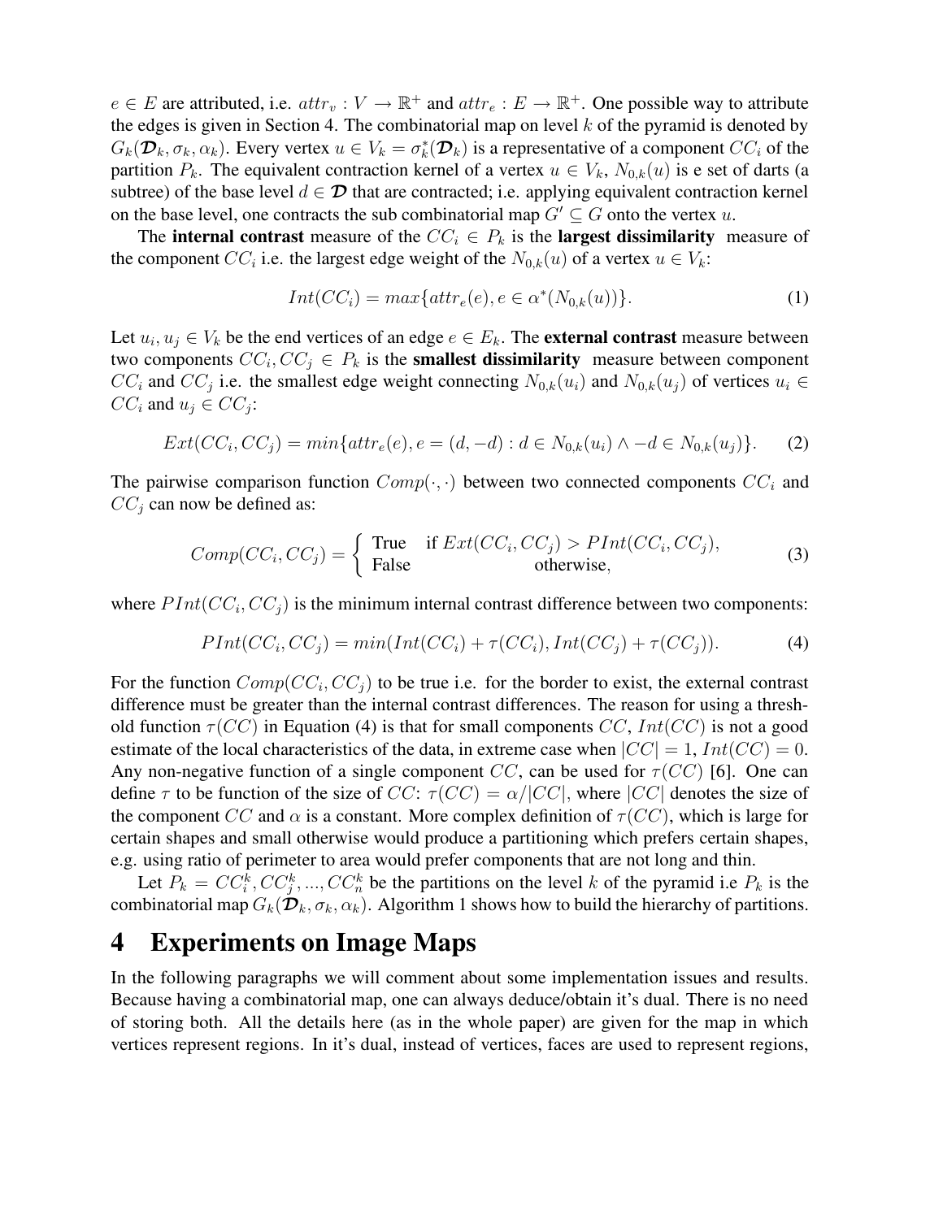$e \in E$ are attributed, i.e. $attr_v : V \to \mathbb{R}^+$ and $attr_e : E \to \mathbb{R}^+$. One possible way to attribute the edges is given in Section 4. The combinatorial map on level $k$ of the pyramid is denoted by $G_k(\boldsymbol{\mathcal{D}}_k, \sigma_k, \alpha_k)$. Every vertex $u \in V_k = \sigma_k^*(\boldsymbol{\mathcal{D}}_k)$ is a representative of a component $CC_i$ of the partition $P_k$. The equivalent contraction kernel of a vertex $u \in V_k$, $N_{0,k}(u)$ is e set of darts (a subtree) of the base level $d \in \boldsymbol{\mathcal{D}}$ that are contracted; i.e. applying equivalent contraction kernel on the base level, one contracts the sub combinatorial map $G' \subseteq G$ onto the vertex $u$.

The **internal contrast** measure of the $CC_i \in P_k$ is the **largest dissimilarity** measure of the component $CC_i$ i.e. the largest edge weight of the $N_{0,k}(u)$ of a vertex $u \in V_k$:

$$Int(CC_i) = max\{attr_e(e), e \in \alpha^*(N_{0,k}(u))\}. \tag{1}$$

Let $u_i, u_j \in V_k$ be the end vertices of an edge $e \in E_k$. The **external contrast** measure between two components $CC_i, CC_j \in P_k$ is the **smallest dissimilarity** measure between component $CC_i$ and $CC_j$ i.e. the smallest edge weight connecting $N_{0,k}(u_i)$ and $N_{0,k}(u_j)$ of vertices $u_i \in CC_i$ and $u_j \in CC_j$:

$$Ext(CC_i, CC_j) = min\{attr_e(e), e = (d, -d) : d \in N_{0,k}(u_i) \wedge -d \in N_{0,k}(u_j)\}. \tag{2}$$

The pairwise comparison function $Comp(\cdot, \cdot)$ between two connected components $CC_i$ and $CC_j$ can now be defined as:

$$Comp(CC_i, CC_j) = \begin{cases} \text{True} & \text{if } Ext(CC_i, CC_j) > PInt(CC_i, CC_j), \\ \text{False} & \text{otherwise}, \end{cases} \tag{3}$$

where $PInt(CC_i, CC_j)$ is the minimum internal contrast difference between two components:

$$PInt(CC_i, CC_j) = min(Int(CC_i) + \tau(CC_i), Int(CC_j) + \tau(CC_j)). \tag{4}$$

For the function $Comp(CC_i, CC_j)$ to be true i.e. for the border to exist, the external contrast difference must be greater than the internal contrast differences. The reason for using a threshold function $\tau(CC)$ in Equation (4) is that for small components $CC$, $Int(CC)$ is not a good estimate of the local characteristics of the data, in extreme case when $|CC| = 1$, $Int(CC) = 0$. Any non-negative function of a single component $CC$, can be used for $\tau(CC)$ [6]. One can define $\tau$ to be function of the size of $CC$: $\tau(CC) = \alpha/|CC|$, where $|CC|$ denotes the size of the component $CC$ and $\alpha$ is a constant. More complex definition of $\tau(CC)$, which is large for certain shapes and small otherwise would produce a partitioning which prefers certain shapes, e.g. using ratio of perimeter to area would prefer components that are not long and thin.

Let $P_k = CC_i^k, CC_j^k, ..., CC_n^k$ be the partitions on the level $k$ of the pyramid i.e $P_k$ is the combinatorial map $G_k(\boldsymbol{\mathcal{D}}_k, \sigma_k, \alpha_k)$. Algorithm 1 shows how to build the hierarchy of partitions.

# 4 Experiments on Image Maps

In the following paragraphs we will comment about some implementation issues and results. Because having a combinatorial map, one can always deduce/obtain it's dual. There is no need of storing both. All the details here (as in the whole paper) are given for the map in which vertices represent regions. In it's dual, instead of vertices, faces are used to represent regions,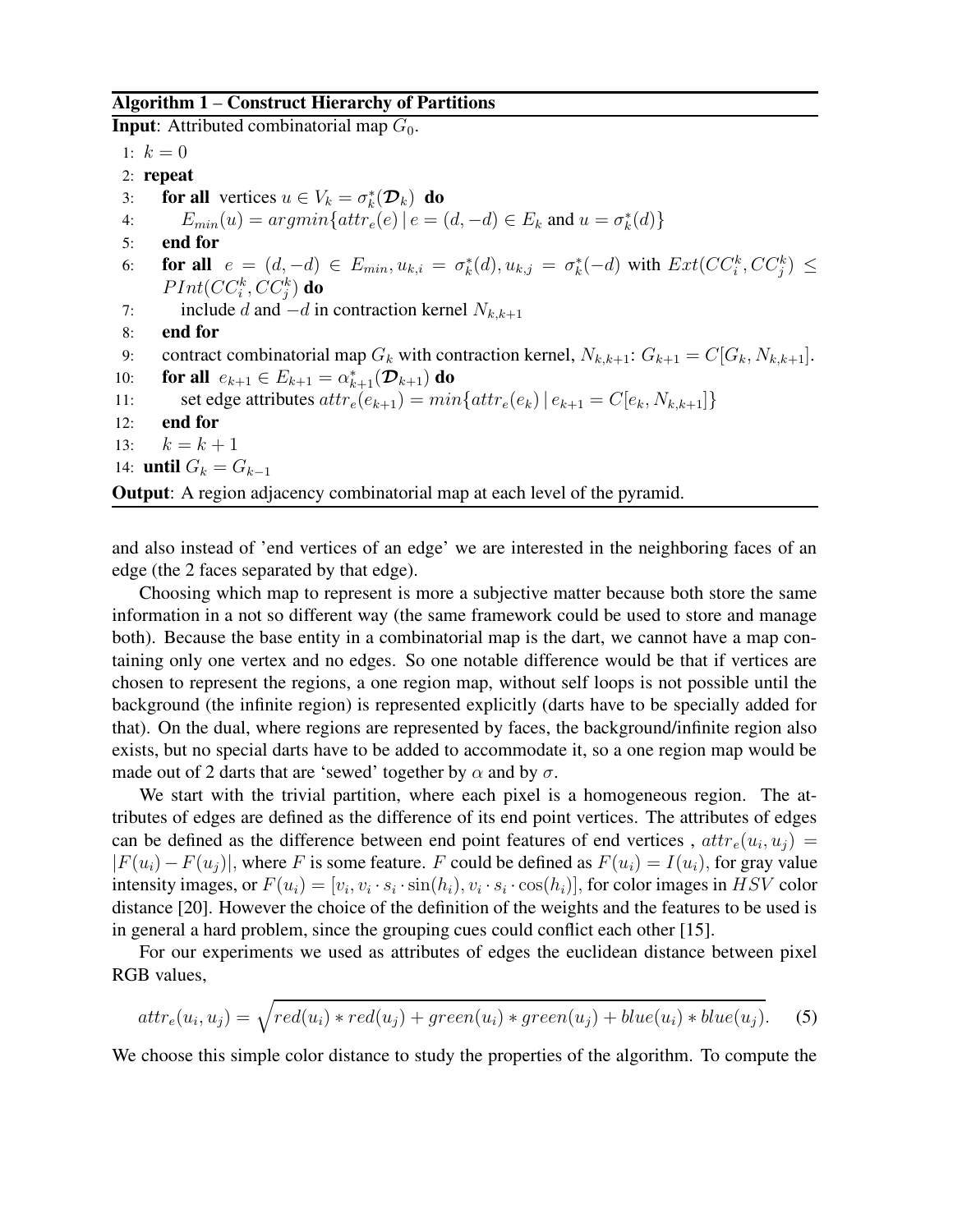**Algorithm 1** – **Construct Hierarchy of Partitions**

**Input**: Attributed combinatorial map $G_0$.

1: $k = 0$
2: **repeat**
3: &nbsp;&nbsp;&nbsp;&nbsp;**for all** vertices $u \in V_k = \sigma_k^*(\boldsymbol{\mathcal{D}}_k)$ **do**
4: &nbsp;&nbsp;&nbsp;&nbsp;&nbsp;&nbsp;&nbsp;&nbsp;$E_{min}(u) = argmin\{attr_e(e) \,|\, e = (d, -d) \in E_k$ and $u = \sigma_k^*(d)\}$
5: &nbsp;&nbsp;&nbsp;&nbsp;**end for**
6: &nbsp;&nbsp;&nbsp;&nbsp;**for all** $e = (d, -d) \in E_{min}, u_{k,i} = \sigma_k^*(d), u_{k,j} = \sigma_k^*(-d)$ with $Ext(CC_i^k, CC_j^k) \leq PInt(CC_i^k, CC_j^k)$ **do**
7: &nbsp;&nbsp;&nbsp;&nbsp;&nbsp;&nbsp;&nbsp;&nbsp;include $d$ and $-d$ in contraction kernel $N_{k,k+1}$
8: &nbsp;&nbsp;&nbsp;&nbsp;**end for**
9: &nbsp;&nbsp;&nbsp;&nbsp;contract combinatorial map $G_k$ with contraction kernel, $N_{k,k+1}$: $G_{k+1} = C[G_k, N_{k,k+1}]$.
10: &nbsp;&nbsp;&nbsp;**for all** $e_{k+1} \in E_{k+1} = \alpha_{k+1}^*(\boldsymbol{\mathcal{D}}_{k+1})$ **do**
11: &nbsp;&nbsp;&nbsp;&nbsp;&nbsp;&nbsp;&nbsp;&nbsp;set edge attributes $attr_e(e_{k+1}) = min\{attr_e(e_k) \,|\, e_{k+1} = C[e_k, N_{k,k+1}]\}$
12: &nbsp;&nbsp;&nbsp;**end for**
13: &nbsp;&nbsp;&nbsp;$k = k + 1$
14: **until** $G_k = G_{k-1}$

**Output**: A region adjacency combinatorial map at each level of the pyramid.

and also instead of 'end vertices of an edge' we are interested in the neighboring faces of an edge (the 2 faces separated by that edge).

Choosing which map to represent is more a subjective matter because both store the same information in a not so different way (the same framework could be used to store and manage both). Because the base entity in a combinatorial map is the dart, we cannot have a map containing only one vertex and no edges. So one notable difference would be that if vertices are chosen to represent the regions, a one region map, without self loops is not possible until the background (the infinite region) is represented explicitly (darts have to be specially added for that). On the dual, where regions are represented by faces, the background/infinite region also exists, but no special darts have to be added to accommodate it, so a one region map would be made out of 2 darts that are 'sewed' together by $\alpha$ and by $\sigma$.

We start with the trivial partition, where each pixel is a homogeneous region. The attributes of edges are defined as the difference of its end point vertices. The attributes of edges can be defined as the difference between end point features of end vertices, $attr_e(u_i, u_j) = |F(u_i) - F(u_j)|$, where $F$ is some feature. $F$ could be defined as $F(u_i) = I(u_i)$, for gray value intensity images, or $F(u_i) = [v_i, v_i \cdot s_i \cdot \sin(h_i), v_i \cdot s_i \cdot \cos(h_i)]$, for color images in $HSV$ color distance [20]. However the choice of the definition of the weights and the features to be used is in general a hard problem, since the grouping cues could conflict each other [15].

For our experiments we used as attributes of edges the euclidean distance between pixel RGB values,

$$attr_e(u_i, u_j) = \sqrt{red(u_i) * red(u_j) + green(u_i) * green(u_j) + blue(u_i) * blue(u_j)}. \quad (5)$$

We choose this simple color distance to study the properties of the algorithm. To compute the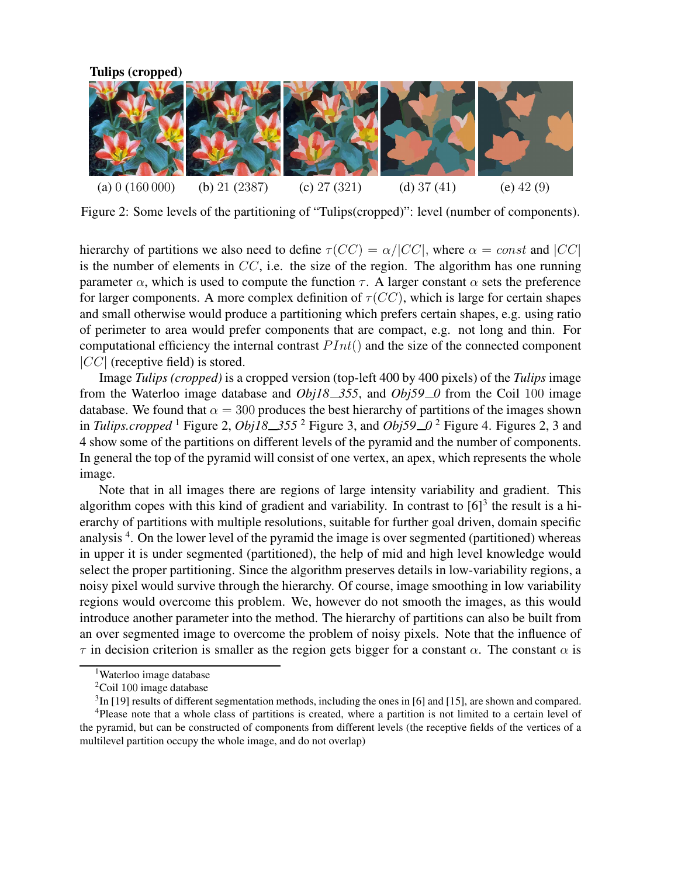**Tulips (cropped)**

(a) 0 (160 000) (b) 21 (2387) (c) 27 (321) (d) 37 (41) (e) 42 (9)

Figure 2: Some levels of the partitioning of "Tulips(cropped)": level (number of components).

hierarchy of partitions we also need to define $\tau(CC) = \alpha/|CC|$, where $\alpha = const$ and $|CC|$ is the number of elements in $CC$, i.e. the size of the region. The algorithm has one running parameter $\alpha$, which is used to compute the function $\tau$. A larger constant $\alpha$ sets the preference for larger components. A more complex definition of $\tau(CC)$, which is large for certain shapes and small otherwise would produce a partitioning which prefers certain shapes, e.g. using ratio of perimeter to area would prefer components that are compact, e.g. not long and thin. For computational efficiency the internal contrast $PInt()$ and the size of the connected component $|CC|$ (receptive field) is stored.

Image *Tulips (cropped)* is a cropped version (top-left 400 by 400 pixels) of the *Tulips* image from the Waterloo image database and *Obj18_355*, and *Obj59_0* from the Coil 100 image database. We found that $\alpha = 300$ produces the best hierarchy of partitions of the images shown in *Tulips.cropped* [1] Figure 2, *Obj18_355* [2] Figure 3, and *Obj59_0* [2] Figure 4. Figures 2, 3 and 4 show some of the partitions on different levels of the pyramid and the number of components. In general the top of the pyramid will consist of one vertex, an apex, which represents the whole image.

Note that in all images there are regions of large intensity variability and gradient. This algorithm copes with this kind of gradient and variability. In contrast to [6][3] the result is a hierarchy of partitions with multiple resolutions, suitable for further goal driven, domain specific analysis [4]. On the lower level of the pyramid the image is over segmented (partitioned) whereas in upper it is under segmented (partitioned), the help of mid and high level knowledge would select the proper partitioning. Since the algorithm preserves details in low-variability regions, a noisy pixel would survive through the hierarchy. Of course, image smoothing in low variability regions would overcome this problem. We, however do not smooth the images, as this would introduce another parameter into the method. The hierarchy of partitions can also be built from an over segmented image to overcome the problem of noisy pixels. Note that the influence of $\tau$ in decision criterion is smaller as the region gets bigger for a constant $\alpha$. The constant $\alpha$ is

---

[1] Waterloo image database

[2] Coil 100 image database

[3] In [19] results of different segmentation methods, including the ones in [6] and [15], are shown and compared.

[4] Please note that a whole class of partitions is created, where a partition is not limited to a certain level of the pyramid, but can be constructed of components from different levels (the receptive fields of the vertices of a multilevel partition occupy the whole image, and do not overlap)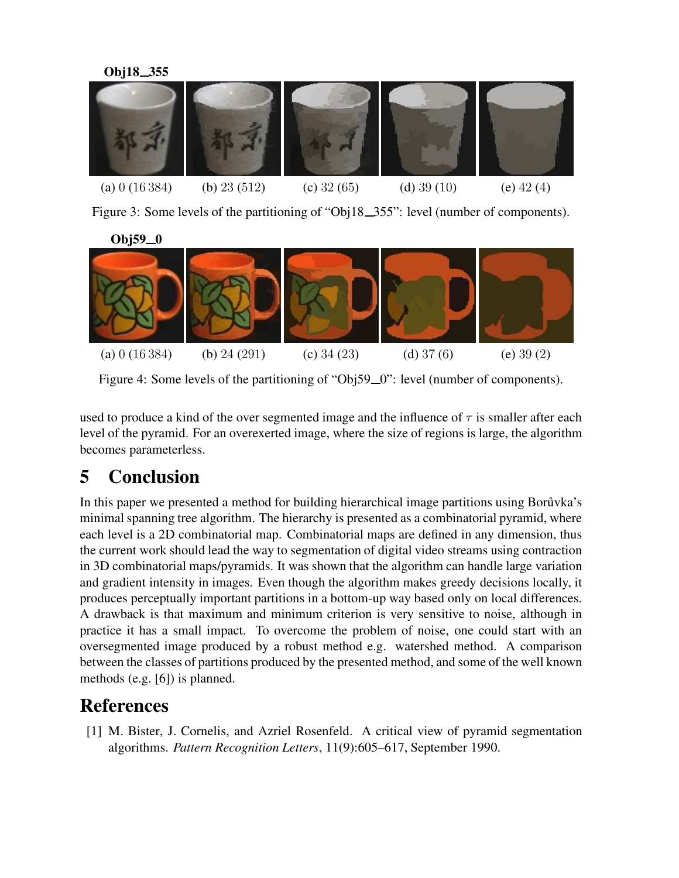**Obj18_355**

(a) 0 (16 384) (b) 23 (512) (c) 32 (65) (d) 39 (10) (e) 42 (4)

Figure 3: Some levels of the partitioning of "Obj18_355": level (number of components).

**Obj59_0**

(a) 0 (16 384) (b) 24 (291) (c) 34 (23) (d) 37 (6) (e) 39 (2)

Figure 4: Some levels of the partitioning of "Obj59_0": level (number of components).

used to produce a kind of the over segmented image and the influence of $\tau$ is smaller after each level of the pyramid. For an overexerted image, where the size of regions is large, the algorithm becomes parameterless.

# 5 Conclusion

In this paper we presented a method for building hierarchical image partitions using Borůvka's minimal spanning tree algorithm. The hierarchy is presented as a combinatorial pyramid, where each level is a 2D combinatorial map. Combinatorial maps are defined in any dimension, thus the current work should lead the way to segmentation of digital video streams using contraction in 3D combinatorial maps/pyramids. It was shown that the algorithm can handle large variation and gradient intensity in images. Even though the algorithm makes greedy decisions locally, it produces perceptually important partitions in a bottom-up way based only on local differences. A drawback is that maximum and minimum criterion is very sensitive to noise, although in practice it has a small impact. To overcome the problem of noise, one could start with an oversegmented image produced by a robust method e.g. watershed method. A comparison between the classes of partitions produced by the presented method, and some of the well known methods (e.g. [6]) is planned.

# References

[1] M. Bister, J. Cornelis, and Azriel Rosenfeld. A critical view of pyramid segmentation algorithms. *Pattern Recognition Letters*, 11(9):605–617, September 1990.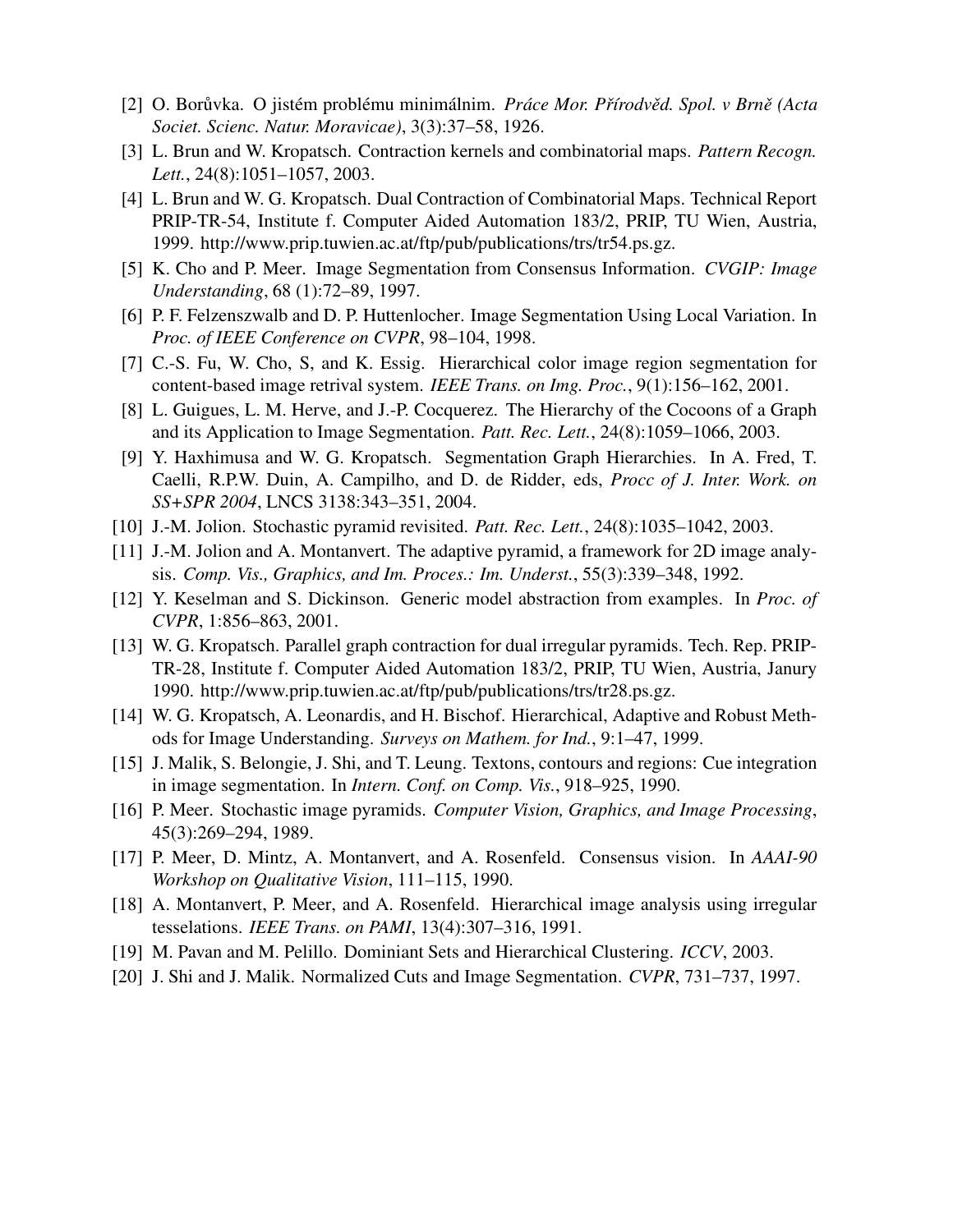[2] O. Borůvka. O jistém problému minimálnim. *Práce Mor. Přírodvěd. Spol. v Brně (Acta Societ. Scienc. Natur. Moravicae)*, 3(3):37–58, 1926.

[3] L. Brun and W. Kropatsch. Contraction kernels and combinatorial maps. *Pattern Recogn. Lett.*, 24(8):1051–1057, 2003.

[4] L. Brun and W. G. Kropatsch. Dual Contraction of Combinatorial Maps. Technical Report PRIP-TR-54, Institute f. Computer Aided Automation 183/2, PRIP, TU Wien, Austria, 1999. http://www.prip.tuwien.ac.at/ftp/pub/publications/trs/tr54.ps.gz.

[5] K. Cho and P. Meer. Image Segmentation from Consensus Information. *CVGIP: Image Understanding*, 68 (1):72–89, 1997.

[6] P. F. Felzenszwalb and D. P. Huttenlocher. Image Segmentation Using Local Variation. In *Proc. of IEEE Conference on CVPR*, 98–104, 1998.

[7] C.-S. Fu, W. Cho, S, and K. Essig. Hierarchical color image region segmentation for content-based image retrival system. *IEEE Trans. on Img. Proc.*, 9(1):156–162, 2001.

[8] L. Guigues, L. M. Herve, and J.-P. Cocquerez. The Hierarchy of the Cocoons of a Graph and its Application to Image Segmentation. *Patt. Rec. Lett.*, 24(8):1059–1066, 2003.

[9] Y. Haxhimusa and W. G. Kropatsch. Segmentation Graph Hierarchies. In A. Fred, T. Caelli, R.P.W. Duin, A. Campilho, and D. de Ridder, eds, *Procc of J. Inter. Work. on SS+SPR 2004*, LNCS 3138:343–351, 2004.

[10] J.-M. Jolion. Stochastic pyramid revisited. *Patt. Rec. Lett.*, 24(8):1035–1042, 2003.

[11] J.-M. Jolion and A. Montanvert. The adaptive pyramid, a framework for 2D image analysis. *Comp. Vis., Graphics, and Im. Proces.: Im. Underst.*, 55(3):339–348, 1992.

[12] Y. Keselman and S. Dickinson. Generic model abstraction from examples. In *Proc. of CVPR*, 1:856–863, 2001.

[13] W. G. Kropatsch. Parallel graph contraction for dual irregular pyramids. Tech. Rep. PRIP-TR-28, Institute f. Computer Aided Automation 183/2, PRIP, TU Wien, Austria, Janury 1990. http://www.prip.tuwien.ac.at/ftp/pub/publications/trs/tr28.ps.gz.

[14] W. G. Kropatsch, A. Leonardis, and H. Bischof. Hierarchical, Adaptive and Robust Methods for Image Understanding. *Surveys on Mathem. for Ind.*, 9:1–47, 1999.

[15] J. Malik, S. Belongie, J. Shi, and T. Leung. Textons, contours and regions: Cue integration in image segmentation. In *Intern. Conf. on Comp. Vis.*, 918–925, 1990.

[16] P. Meer. Stochastic image pyramids. *Computer Vision, Graphics, and Image Processing*, 45(3):269–294, 1989.

[17] P. Meer, D. Mintz, A. Montanvert, and A. Rosenfeld. Consensus vision. In *AAAI-90 Workshop on Qualitative Vision*, 111–115, 1990.

[18] A. Montanvert, P. Meer, and A. Rosenfeld. Hierarchical image analysis using irregular tesselations. *IEEE Trans. on PAMI*, 13(4):307–316, 1991.

[19] M. Pavan and M. Pelillo. Dominiant Sets and Hierarchical Clustering. *ICCV*, 2003.

[20] J. Shi and J. Malik. Normalized Cuts and Image Segmentation. *CVPR*, 731–737, 1997.